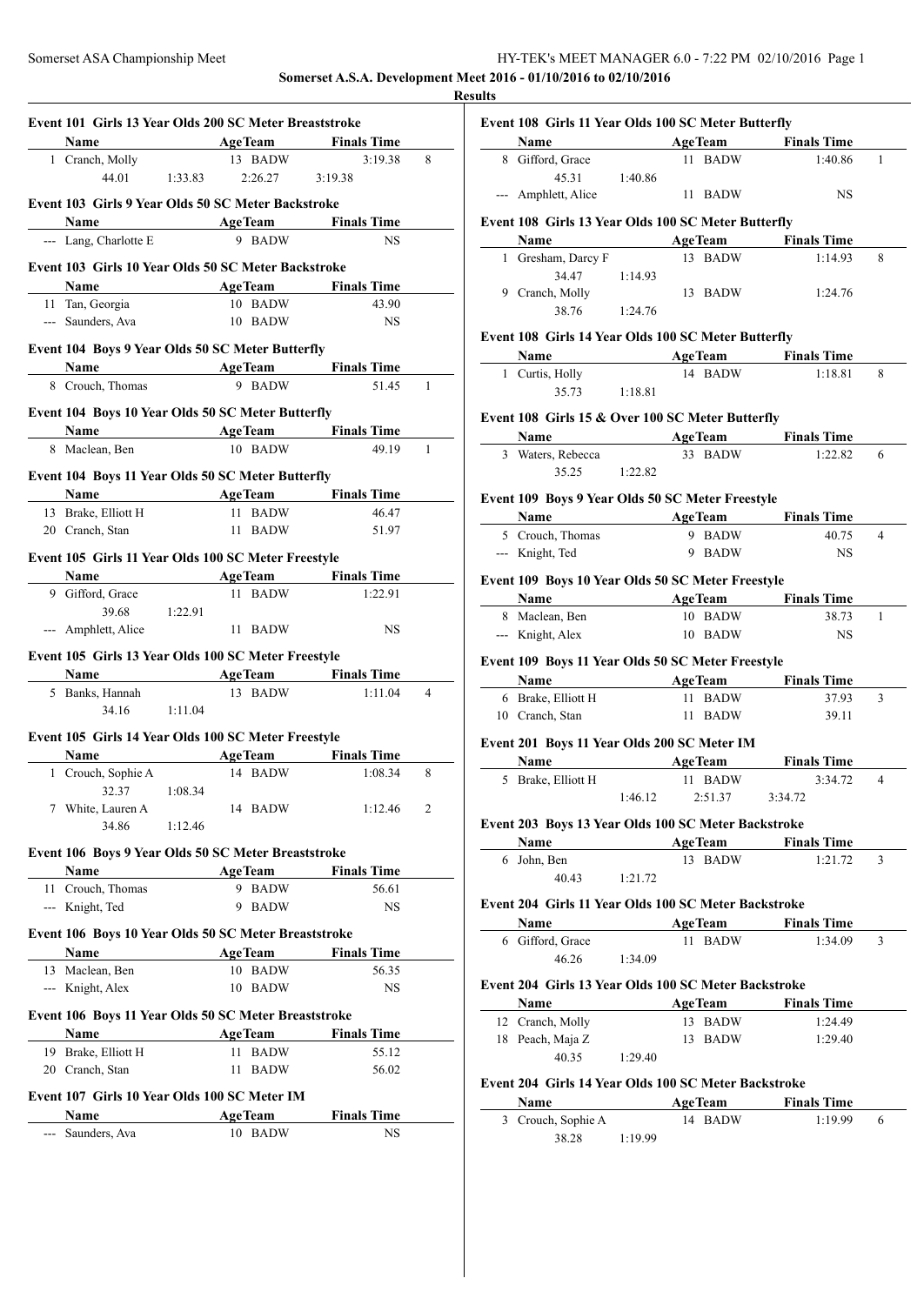**Somerset A.S.A. Development Meet 2016 - 01/10/2016 to 02/10/2016**

**Results**

### Event 101 Girls 13 Year Olds 200 SC Meter Breaststroke

| | Name | Age | Team | Finals Time | |
|---|---|---|---|---|---|
| 1 | Cranch, Molly | 13 | BADW | 3:19.38 | 8 |
| | 44.01 1:33.83 2:26.27 3:19.38 | | | | |

### Event 103 Girls 9 Year Olds 50 SC Meter Backstroke

| | Name | Age | Team | Finals Time |
|---|---|---|---|---|
| --- | Lang, Charlotte E | 9 | BADW | NS |

### Event 103 Girls 10 Year Olds 50 SC Meter Backstroke

| | Name | Age | Team | Finals Time |
|---|---|---|---|---|
| 11 | Tan, Georgia | 10 | BADW | 43.90 |
| --- | Saunders, Ava | 10 | BADW | NS |

### Event 104 Boys 9 Year Olds 50 SC Meter Butterfly

| | Name | Age | Team | Finals Time | |
|---|---|---|---|---|---|
| 8 | Crouch, Thomas | 9 | BADW | 51.45 | 1 |

### Event 104 Boys 10 Year Olds 50 SC Meter Butterfly

| | Name | Age | Team | Finals Time | |
|---|---|---|---|---|---|
| 8 | Maclean, Ben | 10 | BADW | 49.19 | 1 |

### Event 104 Boys 11 Year Olds 50 SC Meter Butterfly

| | Name | Age | Team | Finals Time |
|---|---|---|---|---|
| 13 | Brake, Elliott H | 11 | BADW | 46.47 |
| 20 | Cranch, Stan | 11 | BADW | 51.97 |

### Event 105 Girls 11 Year Olds 100 SC Meter Freestyle

| | Name | Age | Team | Finals Time |
|---|---|---|---|---|
| 9 | Gifford, Grace | 11 | BADW | 1:22.91 |
| | 39.68 1:22.91 | | | |
| --- | Amphlett, Alice | 11 | BADW | NS |

### Event 105 Girls 13 Year Olds 100 SC Meter Freestyle

| | Name | Age | Team | Finals Time | |
|---|---|---|---|---|---|
| 5 | Banks, Hannah | 13 | BADW | 1:11.04 | 4 |
| | 34.16 1:11.04 | | | | |

### Event 105 Girls 14 Year Olds 100 SC Meter Freestyle

| | Name | Age | Team | Finals Time | |
|---|---|---|---|---|---|
| 1 | Crouch, Sophie A | 14 | BADW | 1:08.34 | 8 |
| | 32.37 1:08.34 | | | | |
| 7 | White, Lauren A | 14 | BADW | 1:12.46 | 2 |
| | 34.86 1:12.46 | | | | |

### Event 106 Boys 9 Year Olds 50 SC Meter Breaststroke

| | Name | Age | Team | Finals Time |
|---|---|---|---|---|
| 11 | Crouch, Thomas | 9 | BADW | 56.61 |
| --- | Knight, Ted | 9 | BADW | NS |

### Event 106 Boys 10 Year Olds 50 SC Meter Breaststroke

| | Name | Age | Team | Finals Time |
|---|---|---|---|---|
| 13 | Maclean, Ben | 10 | BADW | 56.35 |
| --- | Knight, Alex | 10 | BADW | NS |

### Event 106 Boys 11 Year Olds 50 SC Meter Breaststroke

| | Name | Age | Team | Finals Time |
|---|---|---|---|---|
| 19 | Brake, Elliott H | 11 | BADW | 55.12 |
| 20 | Cranch, Stan | 11 | BADW | 56.02 |

### Event 107 Girls 10 Year Olds 100 SC Meter IM

| | Name | Age | Team | Finals Time |
|---|---|---|---|---|
| --- | Saunders, Ava | 10 | BADW | NS |

### Event 108 Girls 11 Year Olds 100 SC Meter Butterfly

| | Name | Age | Team | Finals Time | |
|---|---|---|---|---|---|
| 8 | Gifford, Grace | 11 | BADW | 1:40.86 | 1 |
| | 45.31 1:40.86 | | | | |
| --- | Amphlett, Alice | 11 | BADW | NS | |

### Event 108 Girls 13 Year Olds 100 SC Meter Butterfly

| | Name | Age | Team | Finals Time | |
|---|---|---|---|---|---|
| 1 | Gresham, Darcy F | 13 | BADW | 1:14.93 | 8 |
| | 34.47 1:14.93 | | | | |
| 9 | Cranch, Molly | 13 | BADW | 1:24.76 | |
| | 38.76 1:24.76 | | | | |

### Event 108 Girls 14 Year Olds 100 SC Meter Butterfly

| | Name | Age | Team | Finals Time | |
|---|---|---|---|---|---|
| 1 | Curtis, Holly | 14 | BADW | 1:18.81 | 8 |
| | 35.73 1:18.81 | | | | |

### Event 108 Girls 15 & Over 100 SC Meter Butterfly

| | Name | Age | Team | Finals Time | |
|---|---|---|---|---|---|
| 3 | Waters, Rebecca | 33 | BADW | 1:22.82 | 6 |
| | 35.25 1:22.82 | | | | |

### Event 109 Boys 9 Year Olds 50 SC Meter Freestyle

| | Name | Age | Team | Finals Time | |
|---|---|---|---|---|---|
| 5 | Crouch, Thomas | 9 | BADW | 40.75 | 4 |
| --- | Knight, Ted | 9 | BADW | NS | |

### Event 109 Boys 10 Year Olds 50 SC Meter Freestyle

| | Name | Age | Team | Finals Time | |
|---|---|---|---|---|---|
| 8 | Maclean, Ben | 10 | BADW | 38.73 | 1 |
| --- | Knight, Alex | 10 | BADW | NS | |

### Event 109 Boys 11 Year Olds 50 SC Meter Freestyle

| | Name | Age | Team | Finals Time | |
|---|---|---|---|---|---|
| 6 | Brake, Elliott H | 11 | BADW | 37.93 | 3 |
| 10 | Cranch, Stan | 11 | BADW | 39.11 | |

### Event 201 Boys 11 Year Olds 200 SC Meter IM

| | Name | Age | Team | Finals Time | |
|---|---|---|---|---|---|
| 5 | Brake, Elliott H | 11 | BADW | 3:34.72 | 4 |
| | 1:46.12 2:51.37 3:34.72 | | | | |

### Event 203 Boys 13 Year Olds 100 SC Meter Backstroke

| | Name | Age | Team | Finals Time | |
|---|---|---|---|---|---|
| 6 | John, Ben | 13 | BADW | 1:21.72 | 3 |
| | 40.43 1:21.72 | | | | |

### Event 204 Girls 11 Year Olds 100 SC Meter Backstroke

| | Name | Age | Team | Finals Time | |
|---|---|---|---|---|---|
| 6 | Gifford, Grace | 11 | BADW | 1:34.09 | 3 |
| | 46.26 1:34.09 | | | | |

### Event 204 Girls 13 Year Olds 100 SC Meter Backstroke

| | Name | Age | Team | Finals Time |
|---|---|---|---|---|
| 12 | Cranch, Molly | 13 | BADW | 1:24.49 |
| 18 | Peach, Maja Z | 13 | BADW | 1:29.40 |
| | 40.35 1:29.40 | | | |

### Event 204 Girls 14 Year Olds 100 SC Meter Backstroke

| | Name | Age | Team | Finals Time | |
|---|---|---|---|---|---|
| 3 | Crouch, Sophie A | 14 | BADW | 1:19.99 | 6 |
| | 38.28 1:19.99 | | | | |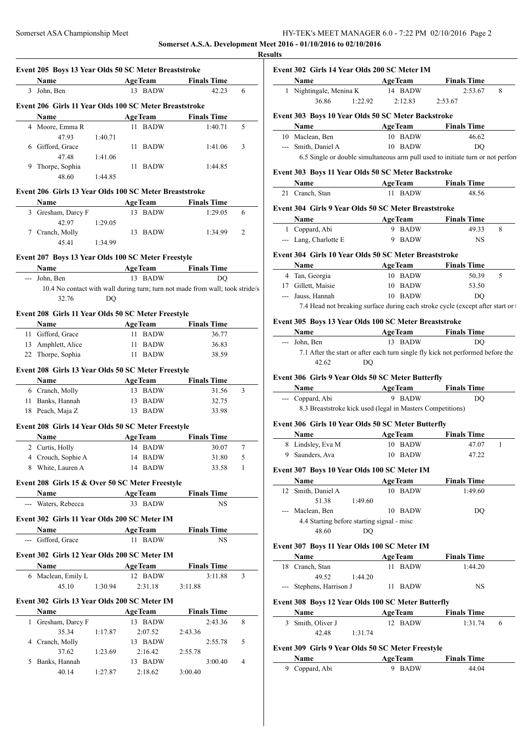## Somerset A.S.A. Development Meet 2016 - 01/10/2016 to 02/10/2016

### Results

#### Event 205 Boys 13 Year Olds 50 SC Meter Breaststroke

| | Name | AgeTeam | | Finals Time | |
|---|---|---|---|---|---|
| 3 | John, Ben | 13 | BADW | 42.23 | 6 |

#### Event 206 Girls 11 Year Olds 100 SC Meter Breaststroke

| | Name | AgeTeam | | Finals Time | |
|---|---|---|---|---|---|
| 4 | Moore, Emma R | 11 | BADW | 1:40.71 | 5 |
| | 47.93 | 1:40.71 | | | |
| 6 | Gifford, Grace | 11 | BADW | 1:41.06 | 3 |
| | 47.48 | 1:41.06 | | | |
| 9 | Thorpe, Sophia | 11 | BADW | 1:44.85 | |
| | 48.60 | 1:44.85 | | | |

#### Event 206 Girls 13 Year Olds 100 SC Meter Breaststroke

| | Name | AgeTeam | | Finals Time | |
|---|---|---|---|---|---|
| 3 | Gresham, Darcy F | 13 | BADW | 1:29.05 | 6 |
| | 42.97 | 1:29.05 | | | |
| 7 | Cranch, Molly | 13 | BADW | 1:34.99 | 2 |
| | 45.41 | 1:34.99 | | | |

#### Event 207 Boys 13 Year Olds 100 SC Meter Freestyle

| | Name | AgeTeam | | Finals Time |
|---|---|---|---|---|
| --- | John, Ben | 13 | BADW | DQ |

10.4 No contact with wall during turn; turn not made from wall; took stride/s

32.76 DQ

#### Event 208 Girls 11 Year Olds 50 SC Meter Freestyle

| | Name | AgeTeam | | Finals Time |
|---|---|---|---|---|
| 11 | Gifford, Grace | 11 | BADW | 36.77 |
| 13 | Amphlett, Alice | 11 | BADW | 36.83 |
| 22 | Thorpe, Sophia | 11 | BADW | 38.59 |

#### Event 208 Girls 13 Year Olds 50 SC Meter Freestyle

| | Name | AgeTeam | | Finals Time | |
|---|---|---|---|---|---|
| 6 | Cranch, Molly | 13 | BADW | 31.56 | 3 |
| 11 | Banks, Hannah | 13 | BADW | 32.75 | |
| 18 | Peach, Maja Z | 13 | BADW | 33.98 | |

#### Event 208 Girls 14 Year Olds 50 SC Meter Freestyle

| | Name | AgeTeam | | Finals Time | |
|---|---|---|---|---|---|
| 2 | Curtis, Holly | 14 | BADW | 30.07 | 7 |
| 4 | Crouch, Sophie A | 14 | BADW | 31.80 | 5 |
| 8 | White, Lauren A | 14 | BADW | 33.58 | 1 |

#### Event 208 Girls 15 & Over 50 SC Meter Freestyle

| | Name | AgeTeam | | Finals Time |
|---|---|---|---|---|
| --- | Waters, Rebecca | 33 | BADW | NS |

#### Event 302 Girls 11 Year Olds 200 SC Meter IM

| | Name | AgeTeam | | Finals Time |
|---|---|---|---|---|
| --- | Gifford, Grace | 11 | BADW | NS |

#### Event 302 Girls 12 Year Olds 200 SC Meter IM

| | Name | AgeTeam | | Finals Time | |
|---|---|---|---|---|---|
| 6 | Maclean, Emily L | 12 | BADW | 3:11.88 | 3 |
| | 45.10 | 1:30.94 | 2:31.18 | 3:11.88 | |

#### Event 302 Girls 13 Year Olds 200 SC Meter IM

| | Name | AgeTeam | | Finals Time | |
|---|---|---|---|---|---|
| 1 | Gresham, Darcy F | 13 | BADW | 2:43.36 | 8 |
| | 35.34 | 1:17.87 | 2:07.52 | 2:43.36 | |
| 4 | Cranch, Molly | 13 | BADW | 2:55.78 | 5 |
| | 37.62 | 1:23.69 | 2:16.42 | 2:55.78 | |
| 5 | Banks, Hannah | 13 | BADW | 3:00.40 | 4 |
| | 40.14 | 1:27.87 | 2:18.62 | 3:00.40 | |

#### Event 302 Girls 14 Year Olds 200 SC Meter IM

| | Name | AgeTeam | | Finals Time | |
|---|---|---|---|---|---|
| 1 | Nightingale, Menina K | 14 | BADW | 2:53.67 | 8 |
| | 36.86 | 1:22.92 | 2:12.83 | 2:53.67 | |

#### Event 303 Boys 10 Year Olds 50 SC Meter Backstroke

| | Name | AgeTeam | | Finals Time |
|---|---|---|---|---|
| 10 | Maclean, Ben | 10 | BADW | 46.62 |
| --- | Smith, Daniel A | 10 | BADW | DQ |

6.5 Single or double simultaneous arm pull used to initiate turn or not perfor

#### Event 303 Boys 11 Year Olds 50 SC Meter Backstroke

| | Name | AgeTeam | | Finals Time |
|---|---|---|---|---|
| 21 | Cranch, Stan | 11 | BADW | 48.56 |

#### Event 304 Girls 9 Year Olds 50 SC Meter Breaststroke

| | Name | AgeTeam | | Finals Time | |
|---|---|---|---|---|---|
| 1 | Coppard, Abi | 9 | BADW | 49.33 | 8 |
| --- | Lang, Charlotte E | 9 | BADW | NS | |

#### Event 304 Girls 10 Year Olds 50 SC Meter Breaststroke

| | Name | AgeTeam | | Finals Time | |
|---|---|---|---|---|---|
| 4 | Tan, Georgia | 10 | BADW | 50.39 | 5 |
| 17 | Gillett, Maisie | 10 | BADW | 53.50 | |
| --- | Jauss, Hannah | 10 | BADW | DQ | |

7.4 Head not breaking surface during each stroke cycle (except after start or t

#### Event 305 Boys 13 Year Olds 100 SC Meter Breaststroke

| | Name | AgeTeam | | Finals Time |
|---|---|---|---|---|
| --- | John, Ben | 13 | BADW | DQ |

7.1 After the start or after each turn single fly kick not performed before the

42.62 DQ

#### Event 306 Girls 9 Year Olds 50 SC Meter Butterfly

| | Name | AgeTeam | | Finals Time |
|---|---|---|---|---|
| --- | Coppard, Abi | 9 | BADW | DQ |

8.3 Breaststroke kick used (legal in Masters Competitions)

#### Event 306 Girls 10 Year Olds 50 SC Meter Butterfly

| | Name | AgeTeam | | Finals Time | |
|---|---|---|---|---|---|
| 8 | Lindsley, Eva M | 10 | BADW | 47.07 | 1 |
| 9 | Saunders, Ava | 10 | BADW | 47.22 | |

#### Event 307 Boys 10 Year Olds 100 SC Meter IM

| | Name | AgeTeam | | Finals Time |
|---|---|---|---|---|
| 12 | Smith, Daniel A | 10 | BADW | 1:49.60 |
| | 51.38 | 1:49.60 | | |
| --- | Maclean, Ben | 10 | BADW | DQ |

4.4 Starting before starting signal - misc

48.60 DQ

#### Event 307 Boys 11 Year Olds 100 SC Meter IM

| | Name | AgeTeam | | Finals Time |
|---|---|---|---|---|
| 18 | Cranch, Stan | 11 | BADW | 1:44.20 |
| | 49.52 | 1:44.20 | | |
| --- | Stephens, Harrison J | 11 | BADW | NS |

#### Event 308 Boys 12 Year Olds 100 SC Meter Butterfly

| | Name | AgeTeam | | Finals Time | |
|---|---|---|---|---|---|
| 3 | Smith, Oliver J | 12 | BADW | 1:31.74 | 6 |
| | 42.48 | 1:31.74 | | | |

#### Event 309 Girls 9 Year Olds 50 SC Meter Freestyle

| | Name | AgeTeam | | Finals Time |
|---|---|---|---|---|
| 9 | Coppard, Abi | 9 | BADW | 44.04 |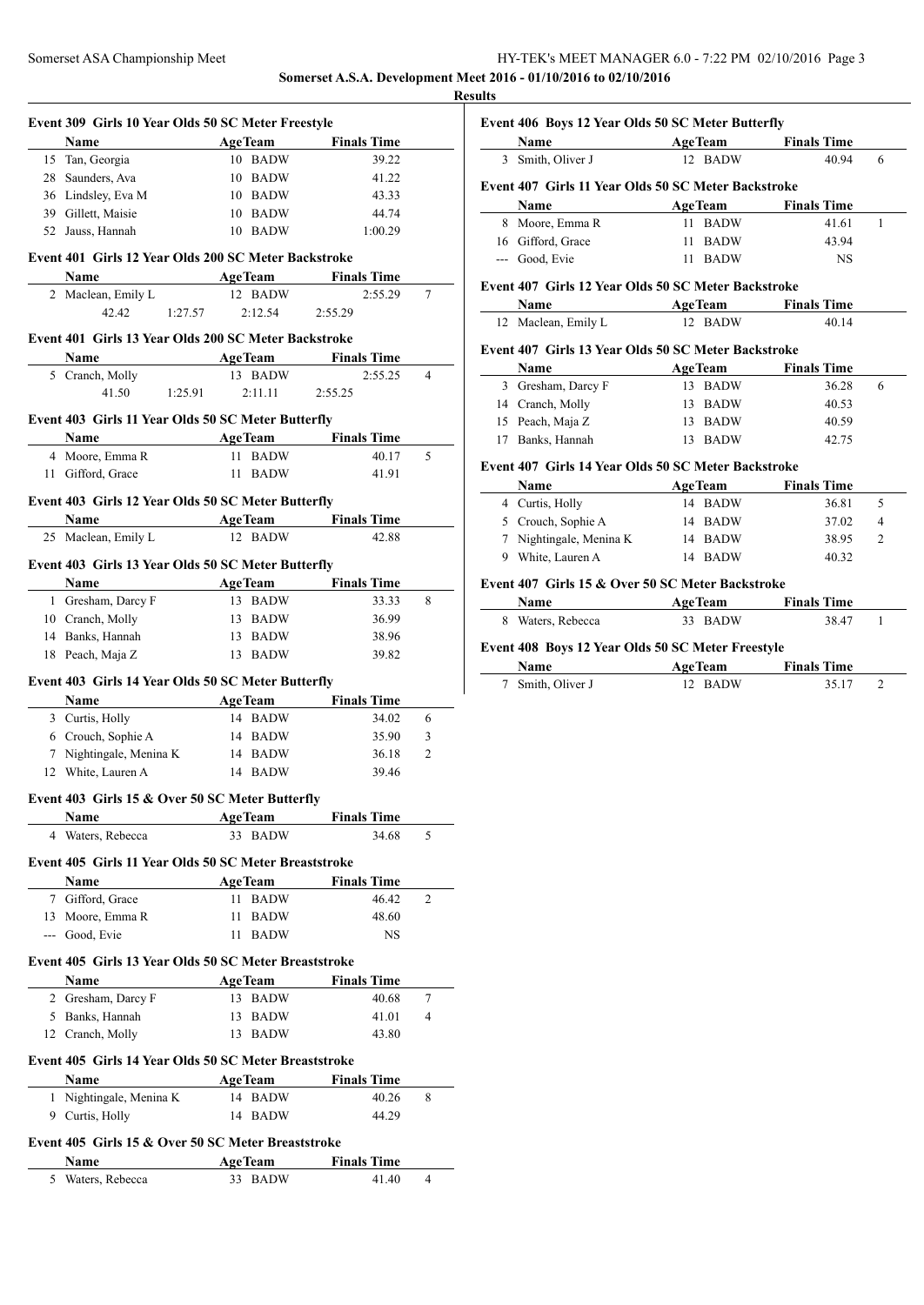**Somerset A.S.A. Development Meet 2016 - 01/10/2016 to 02/10/2016**

**Results**

### Event 309 Girls 10 Year Olds 50 SC Meter Freestyle

| | Name | Age | Team | Finals Time | |
|---|---|---|---|---|---|
| 15 | Tan, Georgia | 10 | BADW | 39.22 | |
| 28 | Saunders, Ava | 10 | BADW | 41.22 | |
| 36 | Lindsley, Eva M | 10 | BADW | 43.33 | |
| 39 | Gillett, Maisie | 10 | BADW | 44.74 | |
| 52 | Jauss, Hannah | 10 | BADW | 1:00.29 | |

### Event 401 Girls 12 Year Olds 200 SC Meter Backstroke

| | Name | Age | Team | Finals Time | |
|---|---|---|---|---|---|
| 2 | Maclean, Emily L | 12 | BADW | 2:55.29 | 7 |
| | 42.42 &nbsp; 1:27.57 &nbsp; 2:12.54 &nbsp; 2:55.29 | | | | |

### Event 401 Girls 13 Year Olds 200 SC Meter Backstroke

| | Name | Age | Team | Finals Time | |
|---|---|---|---|---|---|
| 5 | Cranch, Molly | 13 | BADW | 2:55.25 | 4 |
| | 41.50 &nbsp; 1:25.91 &nbsp; 2:11.11 &nbsp; 2:55.25 | | | | |

### Event 403 Girls 11 Year Olds 50 SC Meter Butterfly

| | Name | Age | Team | Finals Time | |
|---|---|---|---|---|---|
| 4 | Moore, Emma R | 11 | BADW | 40.17 | 5 |
| 11 | Gifford, Grace | 11 | BADW | 41.91 | |

### Event 403 Girls 12 Year Olds 50 SC Meter Butterfly

| | Name | Age | Team | Finals Time | |
|---|---|---|---|---|---|
| 25 | Maclean, Emily L | 12 | BADW | 42.88 | |

### Event 403 Girls 13 Year Olds 50 SC Meter Butterfly

| | Name | Age | Team | Finals Time | |
|---|---|---|---|---|---|
| 1 | Gresham, Darcy F | 13 | BADW | 33.33 | 8 |
| 10 | Cranch, Molly | 13 | BADW | 36.99 | |
| 14 | Banks, Hannah | 13 | BADW | 38.96 | |
| 18 | Peach, Maja Z | 13 | BADW | 39.82 | |

### Event 403 Girls 14 Year Olds 50 SC Meter Butterfly

| | Name | Age | Team | Finals Time | |
|---|---|---|---|---|---|
| 3 | Curtis, Holly | 14 | BADW | 34.02 | 6 |
| 6 | Crouch, Sophie A | 14 | BADW | 35.90 | 3 |
| 7 | Nightingale, Menina K | 14 | BADW | 36.18 | 2 |
| 12 | White, Lauren A | 14 | BADW | 39.46 | |

### Event 403 Girls 15 & Over 50 SC Meter Butterfly

| | Name | Age | Team | Finals Time | |
|---|---|---|---|---|---|
| 4 | Waters, Rebecca | 33 | BADW | 34.68 | 5 |

### Event 405 Girls 11 Year Olds 50 SC Meter Breaststroke

| | Name | Age | Team | Finals Time | |
|---|---|---|---|---|---|
| 7 | Gifford, Grace | 11 | BADW | 46.42 | 2 |
| 13 | Moore, Emma R | 11 | BADW | 48.60 | |
| --- | Good, Evie | 11 | BADW | NS | |

### Event 405 Girls 13 Year Olds 50 SC Meter Breaststroke

| | Name | Age | Team | Finals Time | |
|---|---|---|---|---|---|
| 2 | Gresham, Darcy F | 13 | BADW | 40.68 | 7 |
| 5 | Banks, Hannah | 13 | BADW | 41.01 | 4 |
| 12 | Cranch, Molly | 13 | BADW | 43.80 | |

### Event 405 Girls 14 Year Olds 50 SC Meter Breaststroke

| | Name | Age | Team | Finals Time | |
|---|---|---|---|---|---|
| 1 | Nightingale, Menina K | 14 | BADW | 40.26 | 8 |
| 9 | Curtis, Holly | 14 | BADW | 44.29 | |

### Event 405 Girls 15 & Over 50 SC Meter Breaststroke

| | Name | Age | Team | Finals Time | |
|---|---|---|---|---|---|
| 5 | Waters, Rebecca | 33 | BADW | 41.40 | 4 |

### Event 406 Boys 12 Year Olds 50 SC Meter Butterfly

| | Name | Age | Team | Finals Time | |
|---|---|---|---|---|---|
| 3 | Smith, Oliver J | 12 | BADW | 40.94 | 6 |

### Event 407 Girls 11 Year Olds 50 SC Meter Backstroke

| | Name | Age | Team | Finals Time | |
|---|---|---|---|---|---|
| 8 | Moore, Emma R | 11 | BADW | 41.61 | 1 |
| 16 | Gifford, Grace | 11 | BADW | 43.94 | |
| --- | Good, Evie | 11 | BADW | NS | |

### Event 407 Girls 12 Year Olds 50 SC Meter Backstroke

| | Name | Age | Team | Finals Time | |
|---|---|---|---|---|---|
| 12 | Maclean, Emily L | 12 | BADW | 40.14 | |

### Event 407 Girls 13 Year Olds 50 SC Meter Backstroke

| | Name | Age | Team | Finals Time | |
|---|---|---|---|---|---|
| 3 | Gresham, Darcy F | 13 | BADW | 36.28 | 6 |
| 14 | Cranch, Molly | 13 | BADW | 40.53 | |
| 15 | Peach, Maja Z | 13 | BADW | 40.59 | |
| 17 | Banks, Hannah | 13 | BADW | 42.75 | |

### Event 407 Girls 14 Year Olds 50 SC Meter Backstroke

| | Name | Age | Team | Finals Time | |
|---|---|---|---|---|---|
| 4 | Curtis, Holly | 14 | BADW | 36.81 | 5 |
| 5 | Crouch, Sophie A | 14 | BADW | 37.02 | 4 |
| 7 | Nightingale, Menina K | 14 | BADW | 38.95 | 2 |
| 9 | White, Lauren A | 14 | BADW | 40.32 | |

### Event 407 Girls 15 & Over 50 SC Meter Backstroke

| | Name | Age | Team | Finals Time | |
|---|---|---|---|---|---|
| 8 | Waters, Rebecca | 33 | BADW | 38.47 | 1 |

### Event 408 Boys 12 Year Olds 50 SC Meter Freestyle

| | Name | Age | Team | Finals Time | |
|---|---|---|---|---|---|
| 7 | Smith, Oliver J | 12 | BADW | 35.17 | 2 |